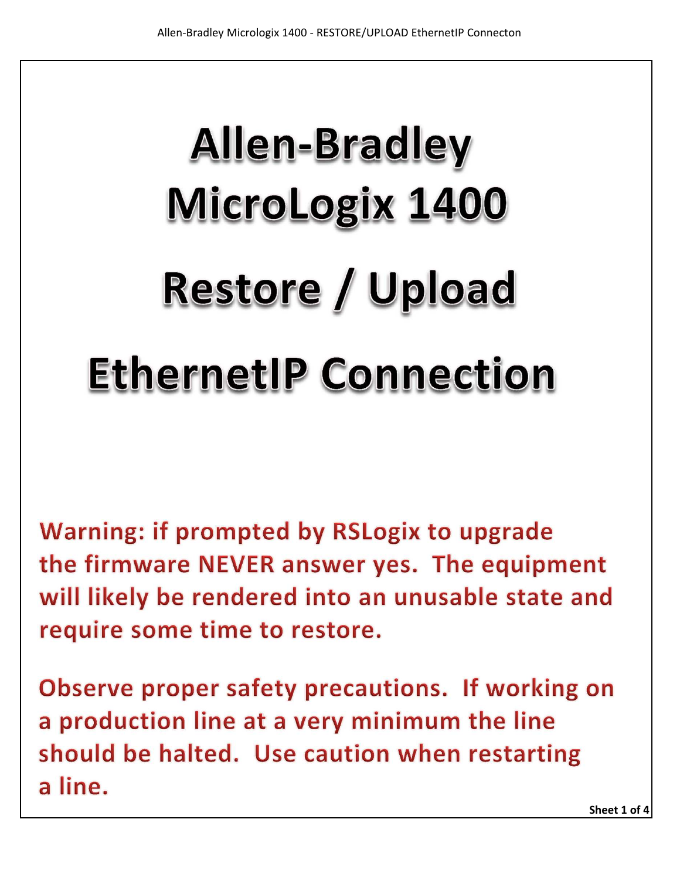# Allen-Bradley MicroLogix 1400

# Restore / Upload

# EthernetIP Connection

**Warning: if prompted by RSLogix to upgrade the firmware NEVER answer yes. The equipment will likely be rendered into an unusable state and require some time to restore.**

**Observe proper safety precautions. If working on a production line at a very minimum the line should be halted. Use caution when restarting a line.**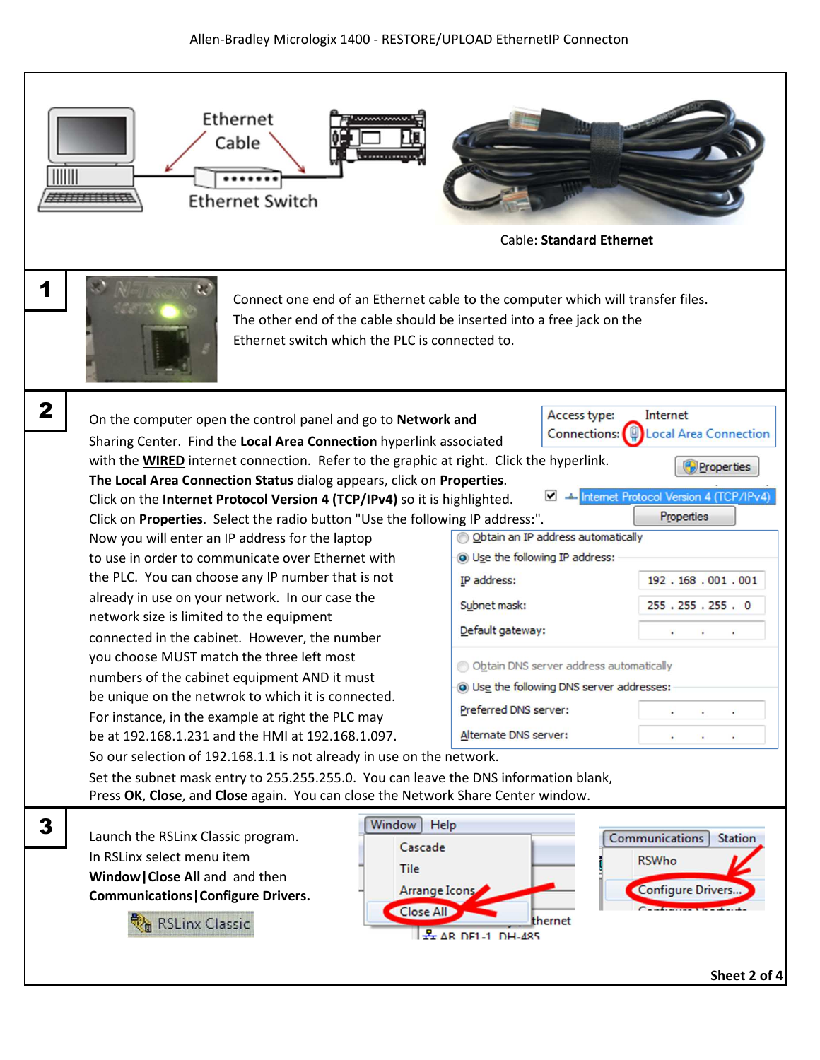Allen-Bradley Micrologix 1400 - RESTORE/UPLOAD EthernetIP Connecton

Ethernet Cable

Ethernet Switch

Cable: **Standard Ethernet**

**1**

Connect one end of an Ethernet cable to the computer which will transfer files. The other end of the cable should be inserted into a free jack on the Ethernet switch which the PLC is connected to.

**2**

On the computer open the control panel and go to **Network and** Sharing Center. Find the **Local Area Connection** hyperlink associated with the **WIRED** internet connection. Refer to the graphic at right. Click the hyperlink. **The Local Area Connection Status** dialog appears, click on **Properties**. Click on the **Internet Protocol Version 4 (TCP/IPv4)** so it is highlighted. Click on **Properties**. Select the radio button "Use the following IP address:". Now you will enter an IP address for the laptop to use in order to communicate over Ethernet with the PLC. You can choose any IP number that is not already in use on your network. In our case the network size is limited to the equipment connected in the cabinet. However, the number you choose MUST match the three left most numbers of the cabinet equipment AND it must be unique on the netwrok to which it is connected. For instance, in the example at right the PLC may be at 192.168.1.231 and the HMI at 192.168.1.097. So our selection of 192.168.1.1 is not already in use on the network. Set the subnet mask entry to 255.255.255.0. You can leave the DNS information blank, Press **OK**, **Close**, and **Close** again. You can close the Network Share Center window.

Access type: Internet
Connections: Local Area Connection

Properties

Internet Protocol Version 4 (TCP/IPv4)

Properties

Obtain an IP address automatically
Use the following IP address:
IP address: 192 . 168 . 001 . 001
Subnet mask: 255 . 255 . 255 . 0
Default gateway: . . .

Obtain DNS server address automatically
Use the following DNS server addresses:
Preferred DNS server: . . .
Alternate DNS server: . . .

**3**

Launch the RSLinx Classic program. In RSLinx select menu item **Window|Close All** and and then **Communications|Configure Drivers.**

RSLinx Classic

Window Help
Cascade
Tile
Arrange Icons
Close All

Communications Station
RSWho
Configure Drivers...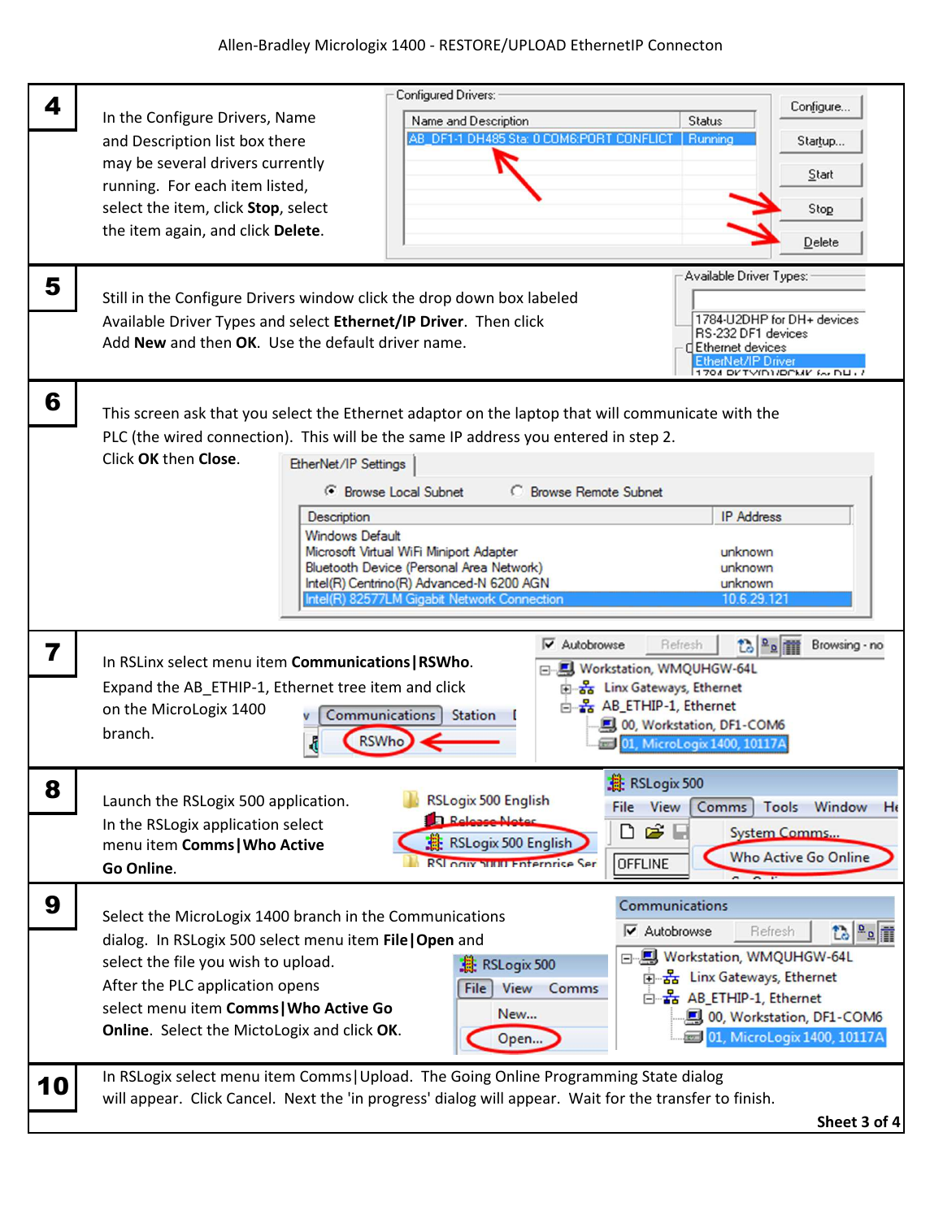# Allen-Bradley Micrologix 1400 - RESTORE/UPLOAD EthernetIP Connecton

| Step | Instructions |
|---|---|
| **4** | In the Configure Drivers, Name and Description list box there may be several drivers currently running. For each item listed, select the item, click **Stop**, select the item again, and click **Delete**. |
| **5** | Still in the Configure Drivers window click the drop down box labeled Available Driver Types and select **Ethernet/IP Driver**. Then click Add **New** and then **OK**. Use the default driver name. |
| **6** | This screen ask that you select the Ethernet adaptor on the laptop that will communicate with the PLC (the wired connection). This will be the same IP address you entered in step 2. Click **OK** then **Close**. |
| **7** | In RSLinx select menu item **Communications\|RSWho**. Expand the AB_ETHIP-1, Ethernet tree item and click on the MicroLogix 1400 branch. |
| **8** | Launch the RSLogix 500 application. In the RSLogix application select menu item **Comms\|Who Active Go Online**. |
| **9** | Select the MicroLogix 1400 branch in the Communications dialog. In RSLogix 500 select menu item **File\|Open** and select the file you wish to upload. After the PLC application opens select menu item **Comms\|Who Active Go Online**. Select the MictoLogix and click **OK**. |
| **10** | In RSLogix select menu item Comms\|Upload. The Going Online Programming State dialog will appear. Click Cancel. Next the 'in progress' dialog will appear. Wait for the transfer to finish. |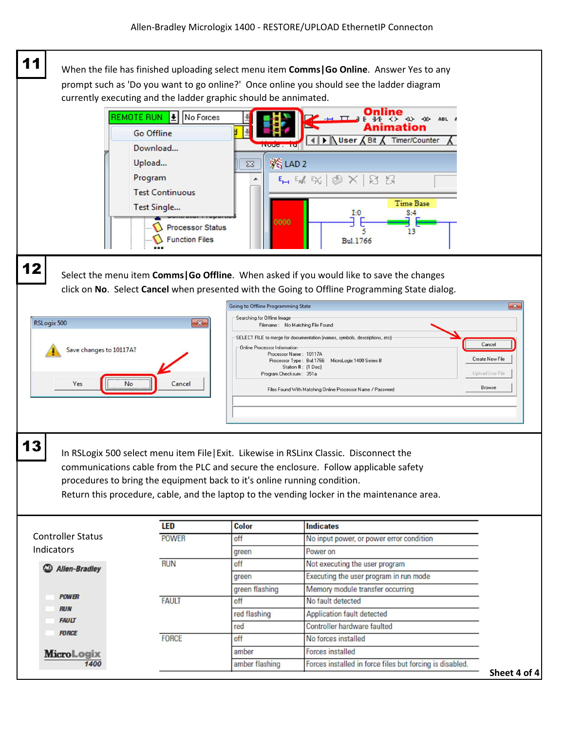## 11

When the file has finished uploading select menu item **Comms|Go Online**. Answer Yes to any prompt such as 'Do you want to go online?' Once online you should see the ladder diagram currently executing and the ladder graphic should be annimated.

## 12

Select the menu item **Comms|Go Offline**. When asked if you would like to save the changes click on **No**. Select **Cancel** when presented with the Going to Offline Programming State dialog.

## 13

In RSLogix 500 select menu item File|Exit. Likewise in RSLinx Classic. Disconnect the communications cable from the PLC and secure the enclosure. Follow applicable safety procedures to bring the equipment back to it's online running condition.
Return this procedure, cable, and the laptop to the vending locker in the maintenance area.

Controller Status Indicators

| LED | Color | Indicates |
|---|---|---|
| POWER | off | No input power, or power error condition |
| | green | Power on |
| RUN | off | Not executing the user program |
| | green | Executing the user program in run mode |
| | green flashing | Memory module transfer occurring |
| FAULT | off | No fault detected |
| | red flashing | Application fault detected |
| | red | Controller hardware faulted |
| FORCE | off | No forces installed |
| | amber | Forces installed |
| | amber flashing | Forces installed in force files but forcing is disabled. |